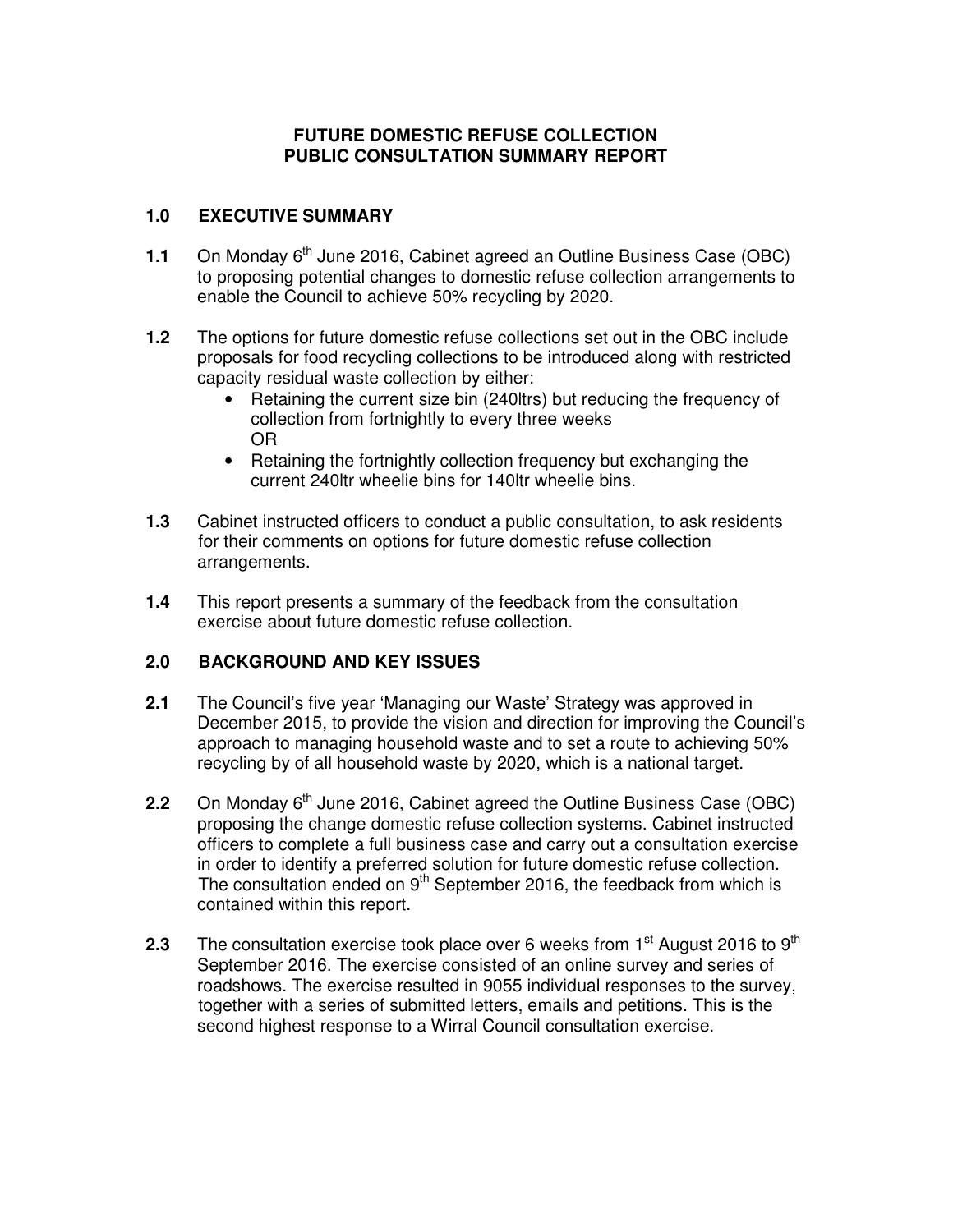# FUTURE DOMESTIC REFUSE COLLECTION
# PUBLIC CONSULTATION SUMMARY REPORT

## 1.0 EXECUTIVE SUMMARY

**1.1** On Monday 6th June 2016, Cabinet agreed an Outline Business Case (OBC) to proposing potential changes to domestic refuse collection arrangements to enable the Council to achieve 50% recycling by 2020.

**1.2** The options for future domestic refuse collections set out in the OBC include proposals for food recycling collections to be introduced along with restricted capacity residual waste collection by either:

- Retaining the current size bin (240ltrs) but reducing the frequency of collection from fortnightly to every three weeks
  OR
- Retaining the fortnightly collection frequency but exchanging the current 240ltr wheelie bins for 140ltr wheelie bins.

**1.3** Cabinet instructed officers to conduct a public consultation, to ask residents for their comments on options for future domestic refuse collection arrangements.

**1.4** This report presents a summary of the feedback from the consultation exercise about future domestic refuse collection.

## 2.0 BACKGROUND AND KEY ISSUES

**2.1** The Council's five year 'Managing our Waste' Strategy was approved in December 2015, to provide the vision and direction for improving the Council's approach to managing household waste and to set a route to achieving 50% recycling by of all household waste by 2020, which is a national target.

**2.2** On Monday 6th June 2016, Cabinet agreed the Outline Business Case (OBC) proposing the change domestic refuse collection systems. Cabinet instructed officers to complete a full business case and carry out a consultation exercise in order to identify a preferred solution for future domestic refuse collection. The consultation ended on 9th September 2016, the feedback from which is contained within this report.

**2.3** The consultation exercise took place over 6 weeks from 1st August 2016 to 9th September 2016. The exercise consisted of an online survey and series of roadshows. The exercise resulted in 9055 individual responses to the survey, together with a series of submitted letters, emails and petitions. This is the second highest response to a Wirral Council consultation exercise.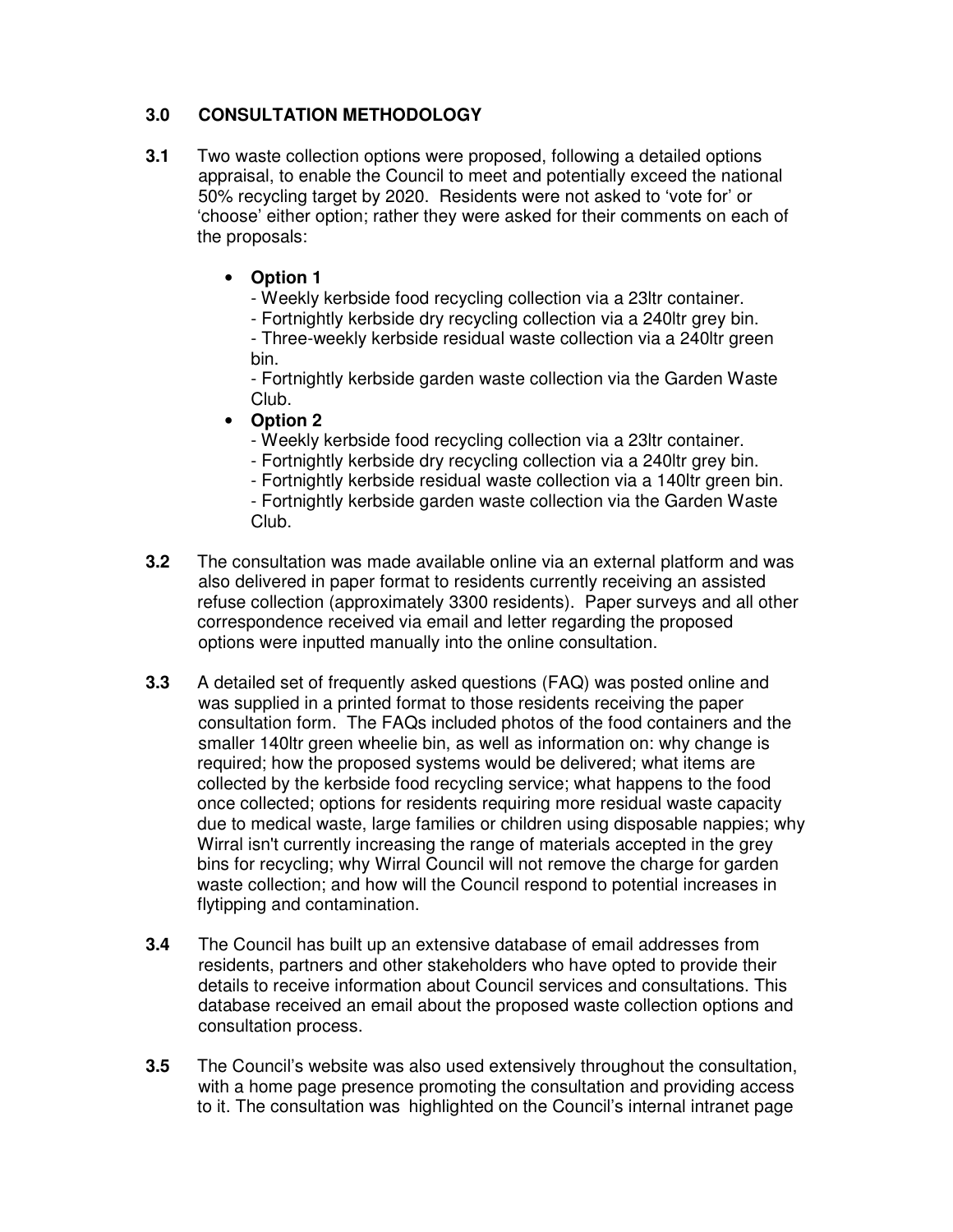## 3.0 CONSULTATION METHODOLOGY

**3.1** Two waste collection options were proposed, following a detailed options appraisal, to enable the Council to meet and potentially exceed the national 50% recycling target by 2020. Residents were not asked to 'vote for' or 'choose' either option; rather they were asked for their comments on each of the proposals:

- **Option 1**
  - Weekly kerbside food recycling collection via a 23ltr container.
  - Fortnightly kerbside dry recycling collection via a 240ltr grey bin.
  - Three-weekly kerbside residual waste collection via a 240ltr green bin.
  - Fortnightly kerbside garden waste collection via the Garden Waste Club.
- **Option 2**
  - Weekly kerbside food recycling collection via a 23ltr container.
  - Fortnightly kerbside dry recycling collection via a 240ltr grey bin.
  - Fortnightly kerbside residual waste collection via a 140ltr green bin.
  - Fortnightly kerbside garden waste collection via the Garden Waste Club.

**3.2** The consultation was made available online via an external platform and was also delivered in paper format to residents currently receiving an assisted refuse collection (approximately 3300 residents). Paper surveys and all other correspondence received via email and letter regarding the proposed options were inputted manually into the online consultation.

**3.3** A detailed set of frequently asked questions (FAQ) was posted online and was supplied in a printed format to those residents receiving the paper consultation form. The FAQs included photos of the food containers and the smaller 140ltr green wheelie bin, as well as information on: why change is required; how the proposed systems would be delivered; what items are collected by the kerbside food recycling service; what happens to the food once collected; options for residents requiring more residual waste capacity due to medical waste, large families or children using disposable nappies; why Wirral isn't currently increasing the range of materials accepted in the grey bins for recycling; why Wirral Council will not remove the charge for garden waste collection; and how will the Council respond to potential increases in flytipping and contamination.

**3.4** The Council has built up an extensive database of email addresses from residents, partners and other stakeholders who have opted to provide their details to receive information about Council services and consultations. This database received an email about the proposed waste collection options and consultation process.

**3.5** The Council's website was also used extensively throughout the consultation, with a home page presence promoting the consultation and providing access to it. The consultation was highlighted on the Council's internal intranet page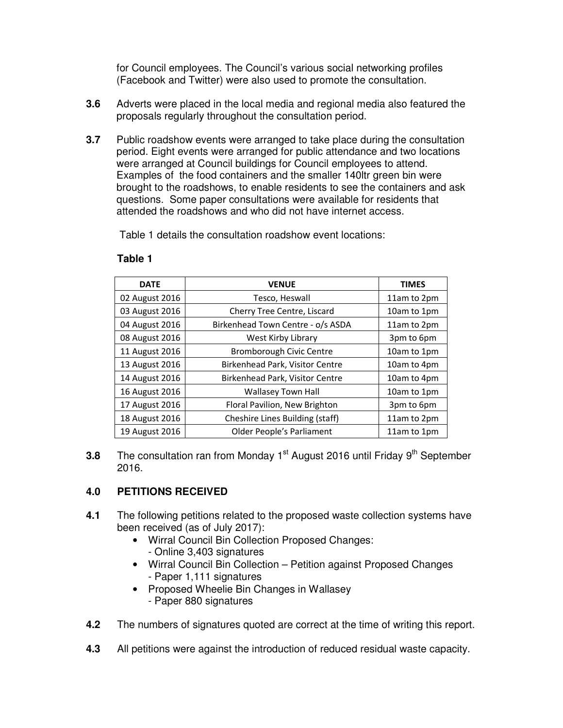for Council employees. The Council's various social networking profiles (Facebook and Twitter) were also used to promote the consultation.

**3.6** Adverts were placed in the local media and regional media also featured the proposals regularly throughout the consultation period.

**3.7** Public roadshow events were arranged to take place during the consultation period. Eight events were arranged for public attendance and two locations were arranged at Council buildings for Council employees to attend. Examples of the food containers and the smaller 140ltr green bin were brought to the roadshows, to enable residents to see the containers and ask questions. Some paper consultations were available for residents that attended the roadshows and who did not have internet access.

Table 1 details the consultation roadshow event locations:

**Table 1**

| DATE | VENUE | TIMES |
|---|---|---|
| 02 August 2016 | Tesco, Heswall | 11am to 2pm |
| 03 August 2016 | Cherry Tree Centre, Liscard | 10am to 1pm |
| 04 August 2016 | Birkenhead Town Centre - o/s ASDA | 11am to 2pm |
| 08 August 2016 | West Kirby Library | 3pm to 6pm |
| 11 August 2016 | Bromborough Civic Centre | 10am to 1pm |
| 13 August 2016 | Birkenhead Park, Visitor Centre | 10am to 4pm |
| 14 August 2016 | Birkenhead Park, Visitor Centre | 10am to 4pm |
| 16 August 2016 | Wallasey Town Hall | 10am to 1pm |
| 17 August 2016 | Floral Pavilion, New Brighton | 3pm to 6pm |
| 18 August 2016 | Cheshire Lines Building (staff) | 11am to 2pm |
| 19 August 2016 | Older People's Parliament | 11am to 1pm |

**3.8** The consultation ran from Monday 1st August 2016 until Friday 9th September 2016.

## 4.0 PETITIONS RECEIVED

**4.1** The following petitions related to the proposed waste collection systems have been received (as of July 2017):

- Wirral Council Bin Collection Proposed Changes:
  - Online 3,403 signatures
- Wirral Council Bin Collection – Petition against Proposed Changes
  - Paper 1,111 signatures
- Proposed Wheelie Bin Changes in Wallasey
  - Paper 880 signatures

**4.2** The numbers of signatures quoted are correct at the time of writing this report.

**4.3** All petitions were against the introduction of reduced residual waste capacity.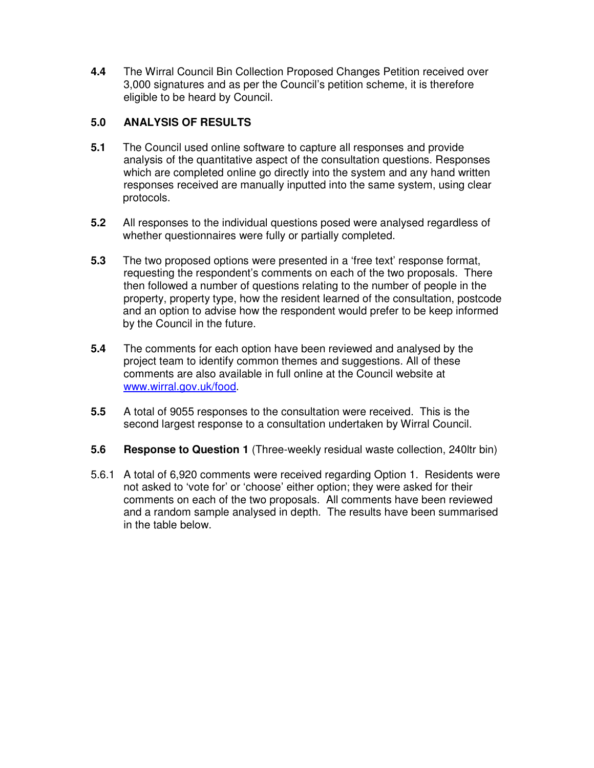**4.4** The Wirral Council Bin Collection Proposed Changes Petition received over 3,000 signatures and as per the Council's petition scheme, it is therefore eligible to be heard by Council.

## 5.0 ANALYSIS OF RESULTS

**5.1** The Council used online software to capture all responses and provide analysis of the quantitative aspect of the consultation questions. Responses which are completed online go directly into the system and any hand written responses received are manually inputted into the same system, using clear protocols.

**5.2** All responses to the individual questions posed were analysed regardless of whether questionnaires were fully or partially completed.

**5.3** The two proposed options were presented in a 'free text' response format, requesting the respondent's comments on each of the two proposals. There then followed a number of questions relating to the number of people in the property, property type, how the resident learned of the consultation, postcode and an option to advise how the respondent would prefer to be keep informed by the Council in the future.

**5.4** The comments for each option have been reviewed and analysed by the project team to identify common themes and suggestions. All of these comments are also available in full online at the Council website at [www.wirral.gov.uk/food](www.wirral.gov.uk/food).

**5.5** A total of 9055 responses to the consultation were received. This is the second largest response to a consultation undertaken by Wirral Council.

**5.6** **Response to Question 1** (Three-weekly residual waste collection, 240ltr bin)

5.6.1 A total of 6,920 comments were received regarding Option 1. Residents were not asked to 'vote for' or 'choose' either option; they were asked for their comments on each of the two proposals. All comments have been reviewed and a random sample analysed in depth. The results have been summarised in the table below.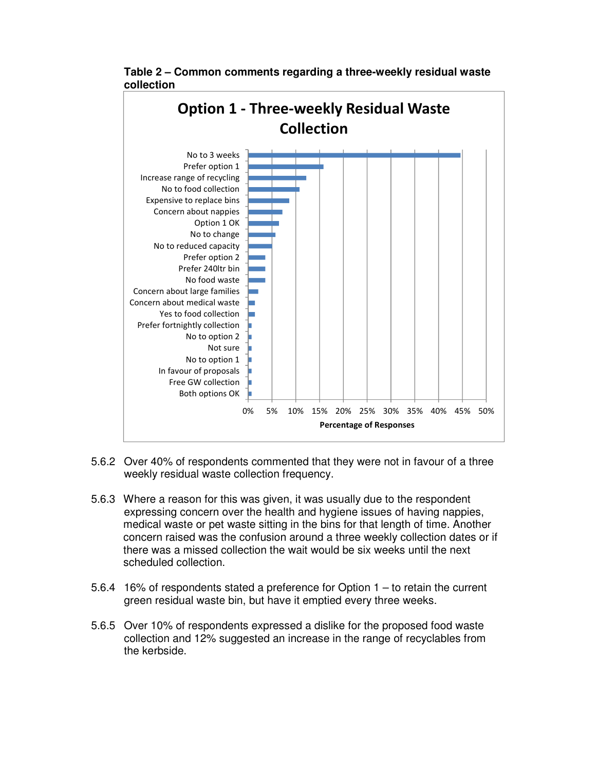**Table 2 – Common comments regarding a three-weekly residual waste collection**

**Option 1 - Three-weekly Residual Waste Collection**

| Comment | Percentage of Responses (approx.) |
|---|---|
| No to 3 weeks | 45% |
| Prefer option 1 | 16% |
| Increase range of recycling | 12% |
| No to food collection | 11% |
| Expensive to replace bins | 9% |
| Concern about nappies | 7% |
| Option 1 OK | 6.5% |
| No to change | 6% |
| No to reduced capacity | 5% |
| Prefer option 2 | 3.5% |
| Prefer 240ltr bin | 3.5% |
| No food waste | 3.5% |
| Concern about large families | 2% |
| Concern about medical waste | 1.5% |
| Yes to food collection | 1.5% |
| Prefer fortnightly collection | 0.5% |
| No to option 2 | 0.5% |
| Not sure | 0.5% |
| No to option 1 | 0.5% |
| In favour of proposals | 0.5% |
| Free GW collection | 0.5% |
| Both options OK | 0.5% |

5.6.2 Over 40% of respondents commented that they were not in favour of a three weekly residual waste collection frequency.

5.6.3 Where a reason for this was given, it was usually due to the respondent expressing concern over the health and hygiene issues of having nappies, medical waste or pet waste sitting in the bins for that length of time. Another concern raised was the confusion around a three weekly collection dates or if there was a missed collection the wait would be six weeks until the next scheduled collection.

5.6.4 16% of respondents stated a preference for Option 1 – to retain the current green residual waste bin, but have it emptied every three weeks.

5.6.5 Over 10% of respondents expressed a dislike for the proposed food waste collection and 12% suggested an increase in the range of recyclables from the kerbside.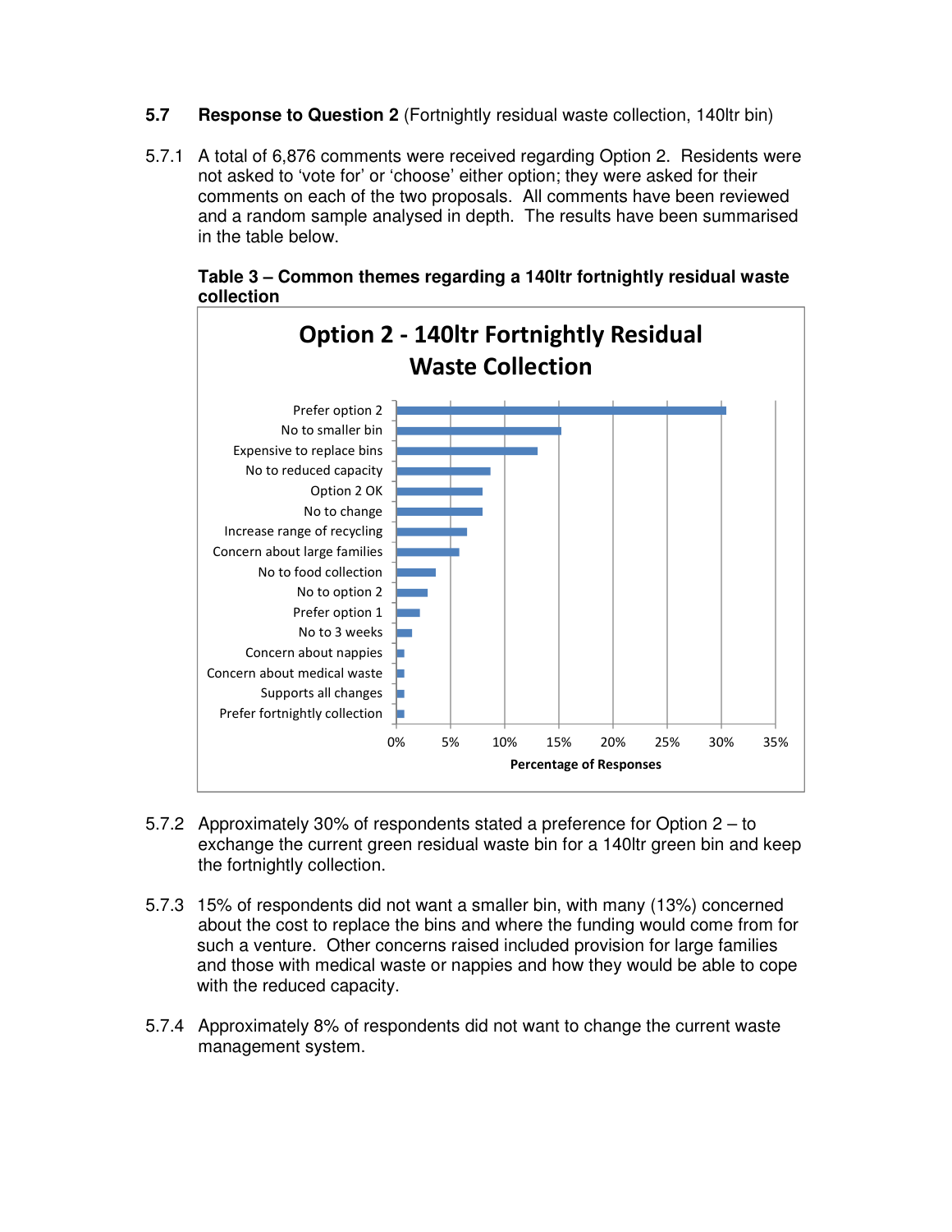**5.7 Response to Question 2** (Fortnightly residual waste collection, 140ltr bin)

5.7.1 A total of 6,876 comments were received regarding Option 2. Residents were not asked to 'vote for' or 'choose' either option; they were asked for their comments on each of the two proposals. All comments have been reviewed and a random sample analysed in depth. The results have been summarised in the table below.

**Table 3 – Common themes regarding a 140ltr fortnightly residual waste collection**

**Option 2 - 140ltr Fortnightly Residual Waste Collection**

| Theme | Percentage of Responses (approx.) |
|---|---|
| Prefer option 2 | 30.5% |
| No to smaller bin | 15.2% |
| Expensive to replace bins | 13.1% |
| No to reduced capacity | 8.7% |
| Option 2 OK | 8% |
| No to change | 8% |
| Increase range of recycling | 6.5% |
| Concern about large families | 5.8% |
| No to food collection | 3.6% |
| No to option 2 | 2.9% |
| Prefer option 1 | 2.2% |
| No to 3 weeks | 1.4% |
| Concern about nappies | 0.7% |
| Concern about medical waste | 0.7% |
| Supports all changes | 0.7% |
| Prefer fortnightly collection | 0.7% |

5.7.2 Approximately 30% of respondents stated a preference for Option 2 – to exchange the current green residual waste bin for a 140ltr green bin and keep the fortnightly collection.

5.7.3 15% of respondents did not want a smaller bin, with many (13%) concerned about the cost to replace the bins and where the funding would come from for such a venture. Other concerns raised included provision for large families and those with medical waste or nappies and how they would be able to cope with the reduced capacity.

5.7.4 Approximately 8% of respondents did not want to change the current waste management system.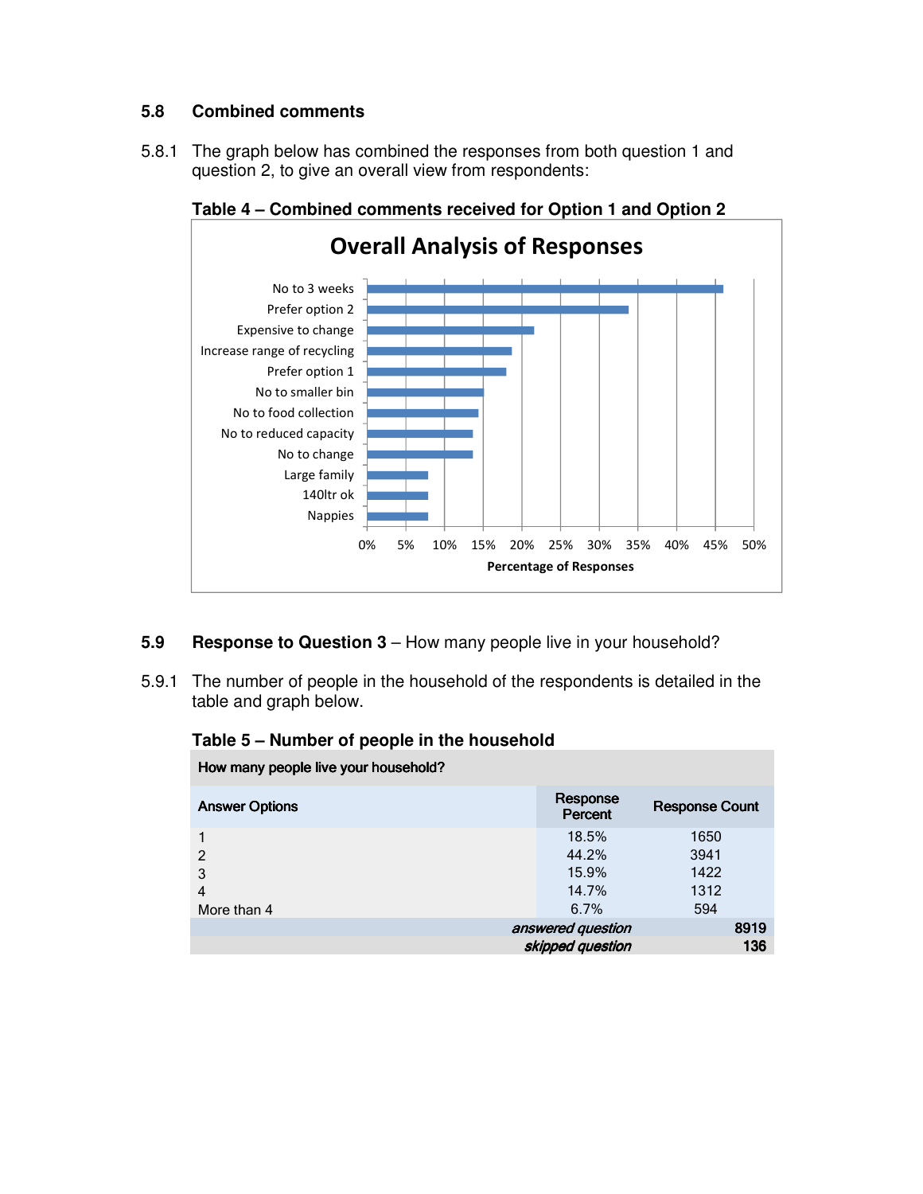## 5.8 Combined comments

5.8.1 The graph below has combined the responses from both question 1 and question 2, to give an overall view from respondents:

**Table 4 – Combined comments received for Option 1 and Option 2**

**Overall Analysis of Responses**

| Response | Percentage of Responses (approx.) |
|---|---|
| No to 3 weeks | 46% |
| Prefer option 2 | 34% |
| Expensive to change | 21.5% |
| Increase range of recycling | 18.5% |
| Prefer option 1 | 18% |
| No to smaller bin | 15% |
| No to food collection | 14.5% |
| No to reduced capacity | 13.5% |
| No to change | 13.5% |
| Large family | 8% |
| 140ltr ok | 8% |
| Nappies | 8% |

## 5.9 Response to Question 3 – How many people live in your household?

5.9.1 The number of people in the household of the respondents is detailed in the table and graph below.

**Table 5 – Number of people in the household**

| How many people live your household? | | |
|---|---|---|
| **Answer Options** | **Response Percent** | **Response Count** |
| 1 | 18.5% | 1650 |
| 2 | 44.2% | 3941 |
| 3 | 15.9% | 1422 |
| 4 | 14.7% | 1312 |
| More than 4 | 6.7% | 594 |
| | *answered question* | **8919** |
| | *skipped question* | **136** |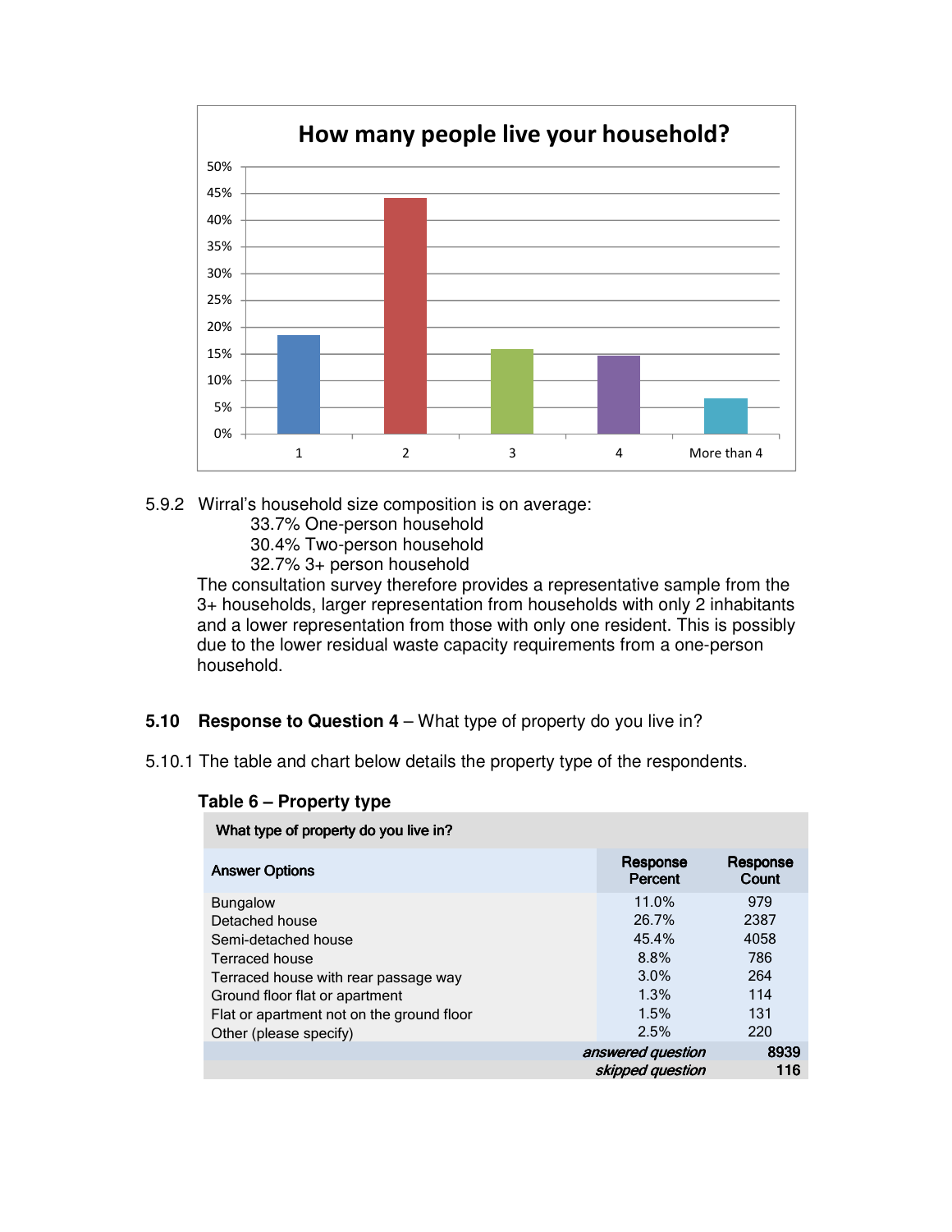**How many people live your household?**

5.9.2 Wirral's household size composition is on average:

33.7% One-person household
30.4% Two-person household
32.7% 3+ person household

The consultation survey therefore provides a representative sample from the 3+ households, larger representation from households with only 2 inhabitants and a lower representation from those with only one resident. This is possibly due to the lower residual waste capacity requirements from a one-person household.

## 5.10 Response to Question 4 – What type of property do you live in?

5.10.1 The table and chart below details the property type of the respondents.

**Table 6 – Property type**

| What type of property do you live in? | | |
|---|---|---|
| **Answer Options** | **Response Percent** | **Response Count** |
| Bungalow | 11.0% | 979 |
| Detached house | 26.7% | 2387 |
| Semi-detached house | 45.4% | 4058 |
| Terraced house | 8.8% | 786 |
| Terraced house with rear passage way | 3.0% | 264 |
| Ground floor flat or apartment | 1.3% | 114 |
| Flat or apartment not on the ground floor | 1.5% | 131 |
| Other (please specify) | 2.5% | 220 |
| | *answered question* | **8939** |
| | *skipped question* | **116** |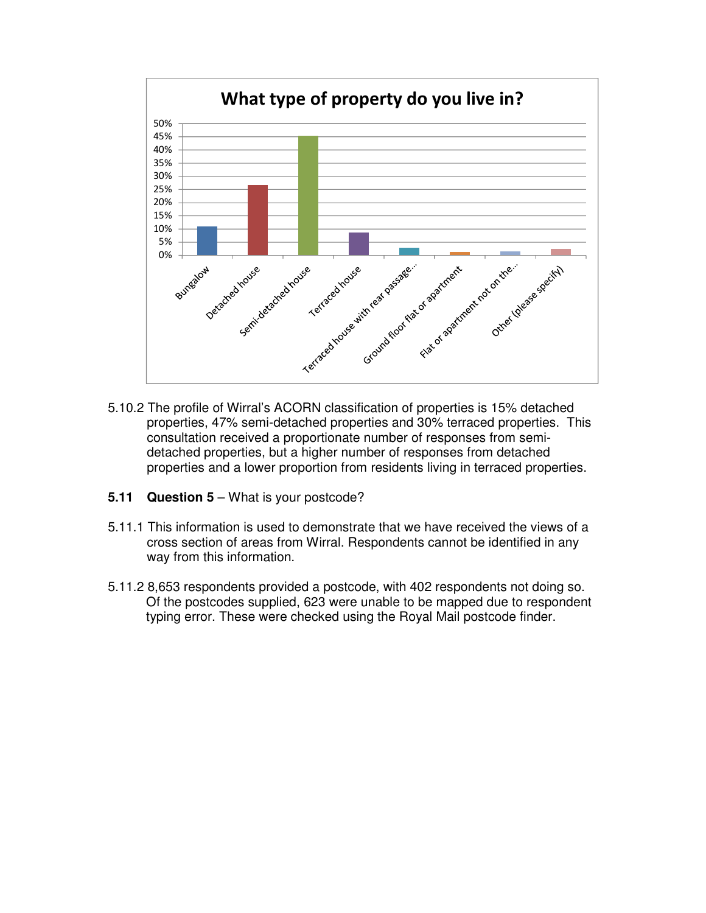**What type of property do you live in?**

5.10.2 The profile of Wirral's ACORN classification of properties is 15% detached properties, 47% semi-detached properties and 30% terraced properties. This consultation received a proportionate number of responses from semi-detached properties, but a higher number of responses from detached properties and a lower proportion from residents living in terraced properties.

**5.11 Question 5** – What is your postcode?

5.11.1 This information is used to demonstrate that we have received the views of a cross section of areas from Wirral. Respondents cannot be identified in any way from this information.

5.11.2 8,653 respondents provided a postcode, with 402 respondents not doing so. Of the postcodes supplied, 623 were unable to be mapped due to respondent typing error. These were checked using the Royal Mail postcode finder.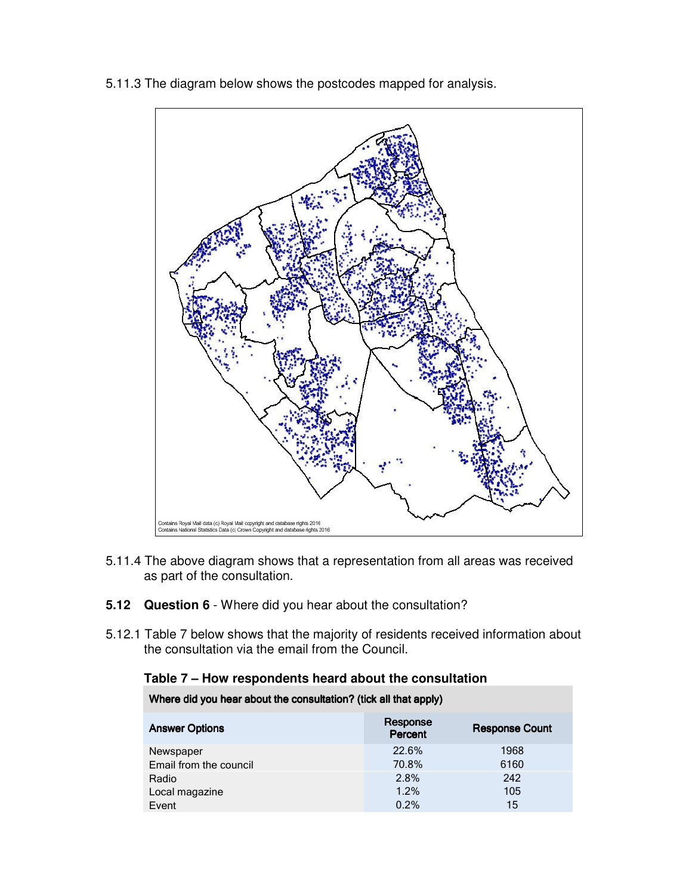5.11.3 The diagram below shows the postcodes mapped for analysis.

Contains Royal Mail data (c) Royal Mail copyright and database rights 2016
Contains National Statistics Data (c) Crown Copyright and database rights 2016

5.11.4 The above diagram shows that a representation from all areas was received as part of the consultation.

**5.12 Question 6** - Where did you hear about the consultation?

5.12.1 Table 7 below shows that the majority of residents received information about the consultation via the email from the Council.

**Table 7 – How respondents heard about the consultation**

| Where did you hear about the consultation? (tick all that apply) | | |
|---|---|---|
| **Answer Options** | **Response Percent** | **Response Count** |
| Newspaper | 22.6% | 1968 |
| Email from the council | 70.8% | 6160 |
| Radio | 2.8% | 242 |
| Local magazine | 1.2% | 105 |
| Event | 0.2% | 15 |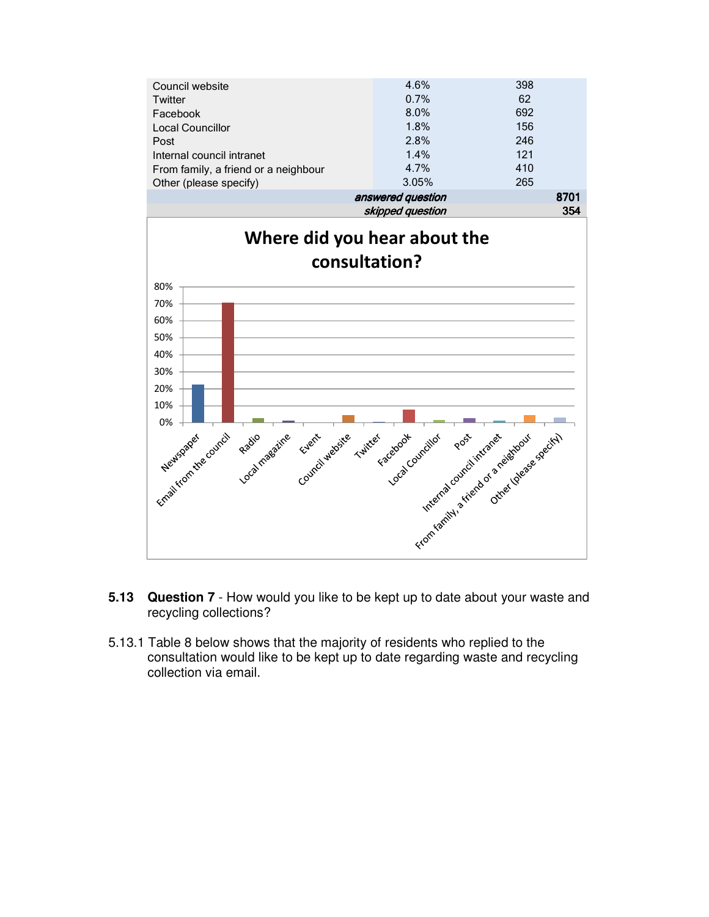| | | |
|---|---|---|
| Council website | 4.6% | 398 |
| Twitter | 0.7% | 62 |
| Facebook | 8.0% | 692 |
| Local Councillor | 1.8% | 156 |
| Post | 2.8% | 246 |
| Internal council intranet | 1.4% | 121 |
| From family, a friend or a neighbour | 4.7% | 410 |
| Other (please specify) | 3.05% | 265 |
| | *answered question* | **8701** |
| | *skipped question* | **354** |

**Where did you hear about the consultation?**

5.13 **Question 7** - How would you like to be kept up to date about your waste and recycling collections?

5.13.1 Table 8 below shows that the majority of residents who replied to the consultation would like to be kept up to date regarding waste and recycling collection via email.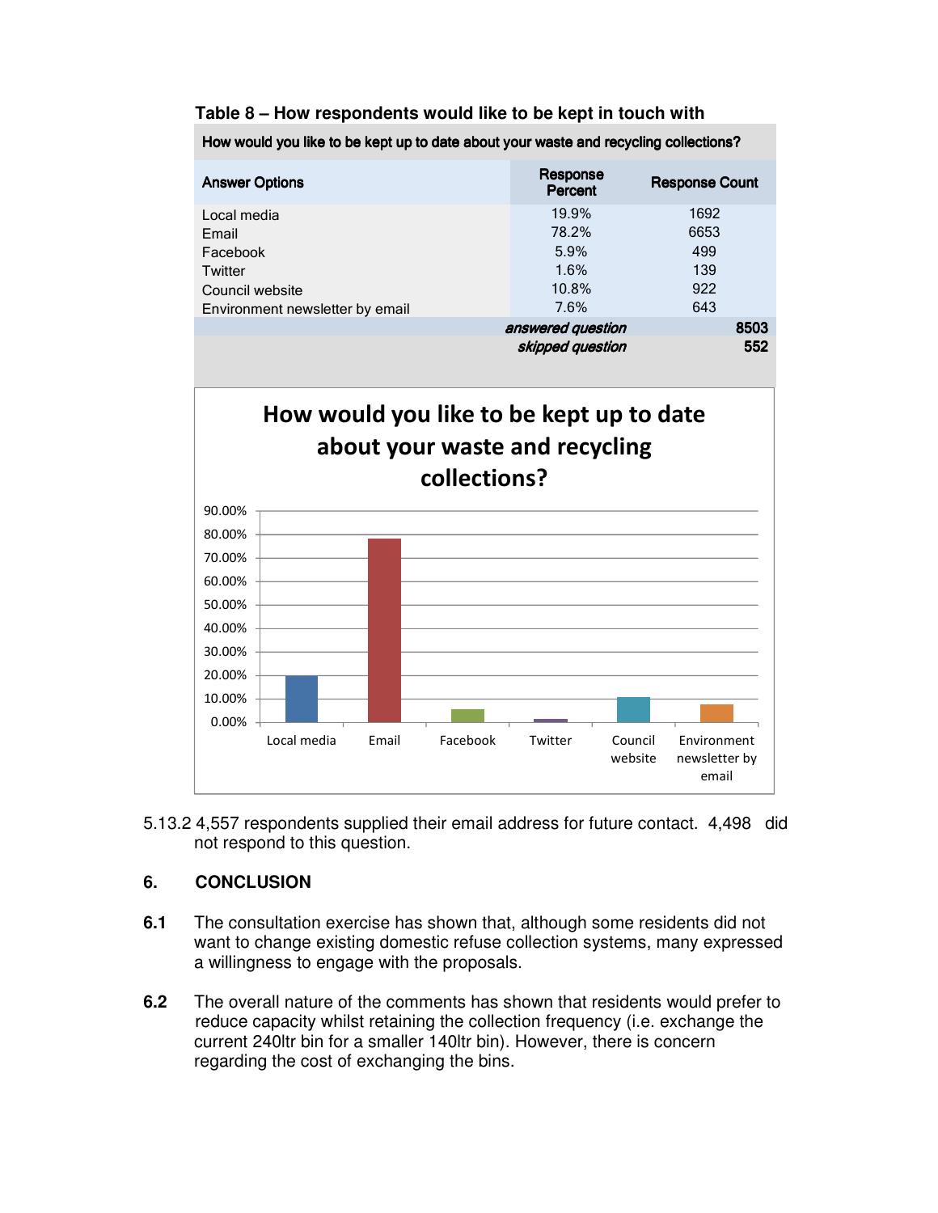**Table 8 – How respondents would like to be kept in touch with**

| How would you like to be kept up to date about your waste and recycling collections? | | |
|---|---|---|
| **Answer Options** | **Response Percent** | **Response Count** |
| Local media | 19.9% | 1692 |
| Email | 78.2% | 6653 |
| Facebook | 5.9% | 499 |
| Twitter | 1.6% | 139 |
| Council website | 10.8% | 922 |
| Environment newsletter by email | 7.6% | 643 |
| | ***answered question*** | **8503** |
| | ***skipped question*** | **552** |

5.13.2 4,557 respondents supplied their email address for future contact. 4,498 did not respond to this question.

## 6. CONCLUSION

**6.1** The consultation exercise has shown that, although some residents did not want to change existing domestic refuse collection systems, many expressed a willingness to engage with the proposals.

**6.2** The overall nature of the comments has shown that residents would prefer to reduce capacity whilst retaining the collection frequency (i.e. exchange the current 240ltr bin for a smaller 140ltr bin). However, there is concern regarding the cost of exchanging the bins.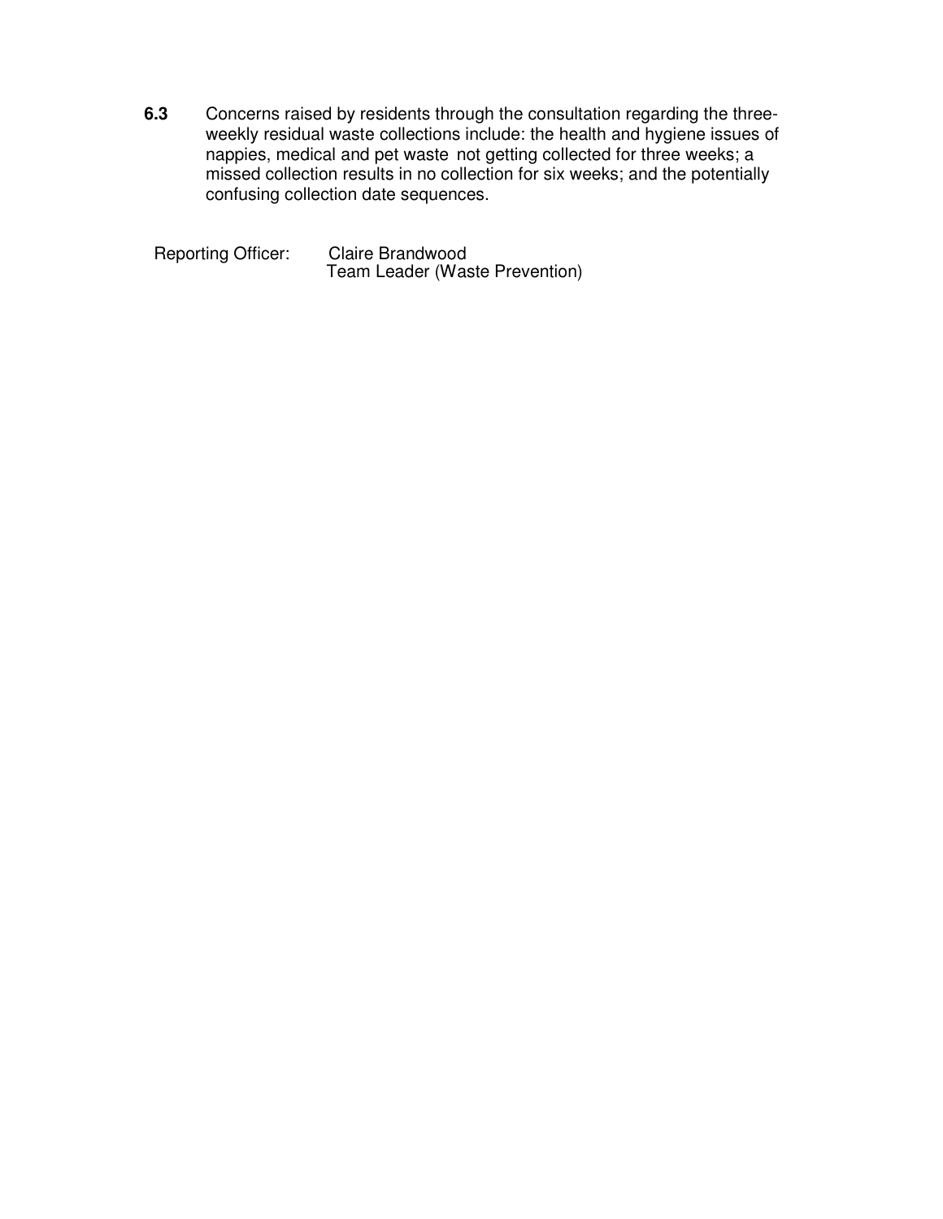**6.3** Concerns raised by residents through the consultation regarding the three-weekly residual waste collections include: the health and hygiene issues of nappies, medical and pet waste not getting collected for three weeks; a missed collection results in no collection for six weeks; and the potentially confusing collection date sequences.

Reporting Officer: Claire Brandwood
Team Leader (Waste Prevention)